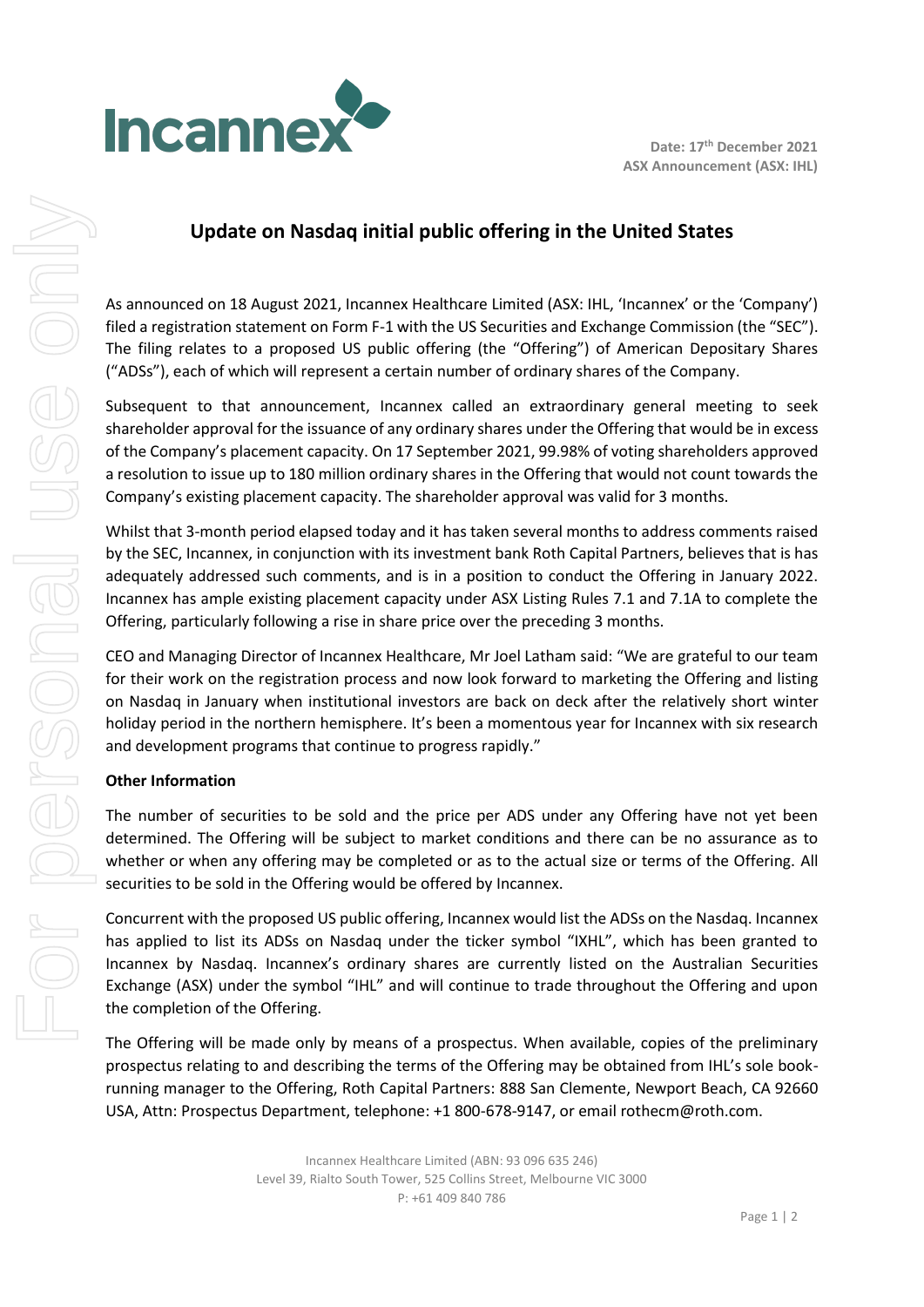Date: 17th December 2021
ASX Announcement (ASX: IHL)

# Update on Nasdaq initial public offering in the United States

As announced on 18 August 2021, Incannex Healthcare Limited (ASX: IHL, 'Incannex' or the 'Company') filed a registration statement on Form F-1 with the US Securities and Exchange Commission (the "SEC"). The filing relates to a proposed US public offering (the "Offering") of American Depositary Shares ("ADSs"), each of which will represent a certain number of ordinary shares of the Company.

Subsequent to that announcement, Incannex called an extraordinary general meeting to seek shareholder approval for the issuance of any ordinary shares under the Offering that would be in excess of the Company's placement capacity. On 17 September 2021, 99.98% of voting shareholders approved a resolution to issue up to 180 million ordinary shares in the Offering that would not count towards the Company's existing placement capacity. The shareholder approval was valid for 3 months.

Whilst that 3-month period elapsed today and it has taken several months to address comments raised by the SEC, Incannex, in conjunction with its investment bank Roth Capital Partners, believes that is has adequately addressed such comments, and is in a position to conduct the Offering in January 2022. Incannex has ample existing placement capacity under ASX Listing Rules 7.1 and 7.1A to complete the Offering, particularly following a rise in share price over the preceding 3 months.

CEO and Managing Director of Incannex Healthcare, Mr Joel Latham said: "We are grateful to our team for their work on the registration process and now look forward to marketing the Offering and listing on Nasdaq in January when institutional investors are back on deck after the relatively short winter holiday period in the northern hemisphere. It's been a momentous year for Incannex with six research and development programs that continue to progress rapidly."

**Other Information**

The number of securities to be sold and the price per ADS under any Offering have not yet been determined. The Offering will be subject to market conditions and there can be no assurance as to whether or when any offering may be completed or as to the actual size or terms of the Offering. All securities to be sold in the Offering would be offered by Incannex.

Concurrent with the proposed US public offering, Incannex would list the ADSs on the Nasdaq. Incannex has applied to list its ADSs on Nasdaq under the ticker symbol "IXHL", which has been granted to Incannex by Nasdaq. Incannex's ordinary shares are currently listed on the Australian Securities Exchange (ASX) under the symbol "IHL" and will continue to trade throughout the Offering and upon the completion of the Offering.

The Offering will be made only by means of a prospectus. When available, copies of the preliminary prospectus relating to and describing the terms of the Offering may be obtained from IHL's sole book-running manager to the Offering, Roth Capital Partners: 888 San Clemente, Newport Beach, CA 92660 USA, Attn: Prospectus Department, telephone: +1 800-678-9147, or email rothecm@roth.com.

Incannex Healthcare Limited (ABN: 93 096 635 246)
Level 39, Rialto South Tower, 525 Collins Street, Melbourne VIC 3000
P: +61 409 840 786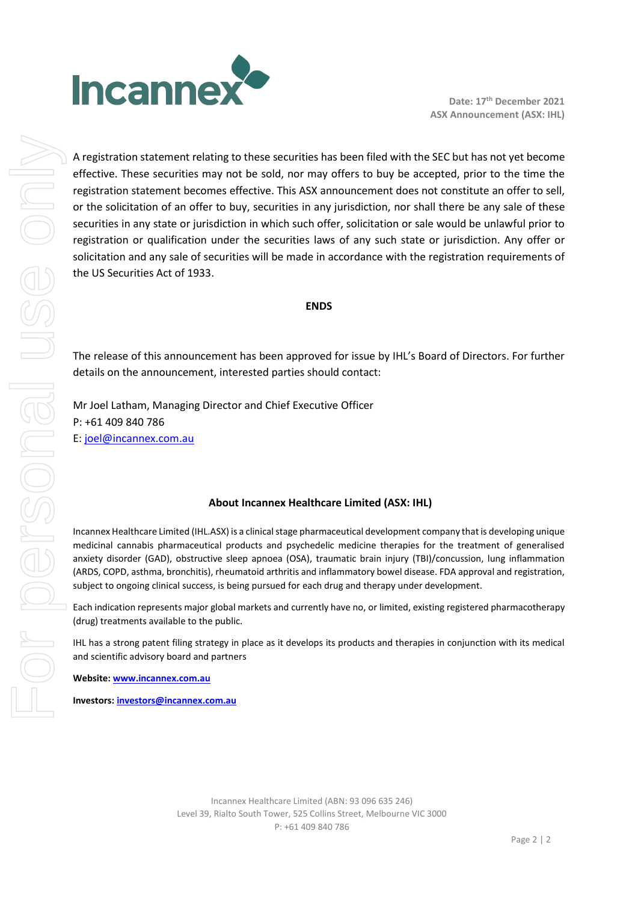A registration statement relating to these securities has been filed with the SEC but has not yet become effective. These securities may not be sold, nor may offers to buy be accepted, prior to the time the registration statement becomes effective. This ASX announcement does not constitute an offer to sell, or the solicitation of an offer to buy, securities in any jurisdiction, nor shall there be any sale of these securities in any state or jurisdiction in which such offer, solicitation or sale would be unlawful prior to registration or qualification under the securities laws of any such state or jurisdiction. Any offer or solicitation and any sale of securities will be made in accordance with the registration requirements of the US Securities Act of 1933.

**ENDS**

The release of this announcement has been approved for issue by IHL's Board of Directors. For further details on the announcement, interested parties should contact:

Mr Joel Latham, Managing Director and Chief Executive Officer
P: +61 409 840 786
E: joel@incannex.com.au

## About Incannex Healthcare Limited (ASX: IHL)

Incannex Healthcare Limited (IHL.ASX) is a clinical stage pharmaceutical development company that is developing unique medicinal cannabis pharmaceutical products and psychedelic medicine therapies for the treatment of generalised anxiety disorder (GAD), obstructive sleep apnoea (OSA), traumatic brain injury (TBI)/concussion, lung inflammation (ARDS, COPD, asthma, bronchitis), rheumatoid arthritis and inflammatory bowel disease. FDA approval and registration, subject to ongoing clinical success, is being pursued for each drug and therapy under development.

Each indication represents major global markets and currently have no, or limited, existing registered pharmacotherapy (drug) treatments available to the public.

IHL has a strong patent filing strategy in place as it develops its products and therapies in conjunction with its medical and scientific advisory board and partners

**Website:** **www.incannex.com.au**

**Investors:** **investors@incannex.com.au**

Incannex Healthcare Limited (ABN: 93 096 635 246)
Level 39, Rialto South Tower, 525 Collins Street, Melbourne VIC 3000
P: +61 409 840 786